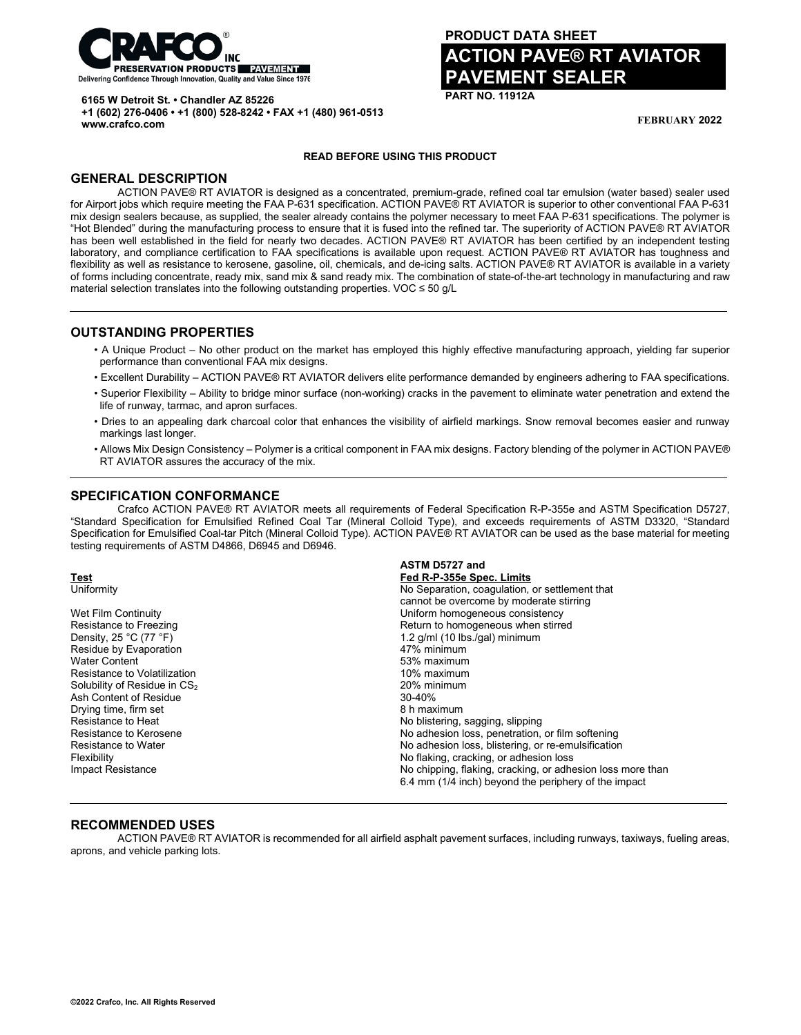CRAFCO® INC
PRESERVATION PRODUCTS | PAVEMENT
Delivering Confidence Through Innovation, Quality and Value Since 1976

**6165 W Detroit St. • Chandler AZ 85226**
**+1 (602) 276-0406 • +1 (800) 528-8242 • FAX +1 (480) 961-0513**
**www.crafco.com**

**PRODUCT DATA SHEET**

# ACTION PAVE® RT AVIATOR PAVEMENT SEALER

**PART NO. 11912A**

**FEBRUARY 2022**

**READ BEFORE USING THIS PRODUCT**

## GENERAL DESCRIPTION

ACTION PAVE® RT AVIATOR is designed as a concentrated, premium-grade, refined coal tar emulsion (water based) sealer used for Airport jobs which require meeting the FAA P-631 specification. ACTION PAVE® RT AVIATOR is superior to other conventional FAA P-631 mix design sealers because, as supplied, the sealer already contains the polymer necessary to meet FAA P-631 specifications. The polymer is "Hot Blended" during the manufacturing process to ensure that it is fused into the refined tar. The superiority of ACTION PAVE® RT AVIATOR has been well established in the field for nearly two decades. ACTION PAVE® RT AVIATOR has been certified by an independent testing laboratory, and compliance certification to FAA specifications is available upon request. ACTION PAVE® RT AVIATOR has toughness and flexibility as well as resistance to kerosene, gasoline, oil, chemicals, and de-icing salts. ACTION PAVE® RT AVIATOR is available in a variety of forms including concentrate, ready mix, sand mix & sand ready mix. The combination of state-of-the-art technology in manufacturing and raw material selection translates into the following outstanding properties. VOC ≤ 50 g/L

## OUTSTANDING PROPERTIES

- A Unique Product – No other product on the market has employed this highly effective manufacturing approach, yielding far superior performance than conventional FAA mix designs.
- Excellent Durability – ACTION PAVE® RT AVIATOR delivers elite performance demanded by engineers adhering to FAA specifications.
- Superior Flexibility – Ability to bridge minor surface (non-working) cracks in the pavement to eliminate water penetration and extend the life of runway, tarmac, and apron surfaces.
- Dries to an appealing dark charcoal color that enhances the visibility of airfield markings. Snow removal becomes easier and runway markings last longer.
- Allows Mix Design Consistency – Polymer is a critical component in FAA mix designs. Factory blending of the polymer in ACTION PAVE® RT AVIATOR assures the accuracy of the mix.

## SPECIFICATION CONFORMANCE

Crafco ACTION PAVE® RT AVIATOR meets all requirements of Federal Specification R-P-355e and ASTM Specification D5727, "Standard Specification for Emulsified Refined Coal Tar (Mineral Colloid Type), and exceeds requirements of ASTM D3320, "Standard Specification for Emulsified Coal-tar Pitch (Mineral Colloid Type). ACTION PAVE® RT AVIATOR can be used as the base material for meeting testing requirements of ASTM D4866, D6945 and D6946.

| Test | ASTM D5727 and Fed R-P-355e Spec. Limits |
|---|---|
| Uniformity | No Separation, coagulation, or settlement that cannot be overcome by moderate stirring |
| Wet Film Continuity | Uniform homogeneous consistency |
| Resistance to Freezing | Return to homogeneous when stirred |
| Density, 25 °C (77 °F) | 1.2 g/ml (10 lbs./gal) minimum |
| Residue by Evaporation | 47% minimum |
| Water Content | 53% maximum |
| Resistance to Volatilization | 10% maximum |
| Solubility of Residue in $CS_2$ | 20% minimum |
| Ash Content of Residue | 30-40% |
| Drying time, firm set | 8 h maximum |
| Resistance to Heat | No blistering, sagging, slipping |
| Resistance to Kerosene | No adhesion loss, penetration, or film softening |
| Resistance to Water | No adhesion loss, blistering, or re-emulsification |
| Flexibility | No flaking, cracking, or adhesion loss |
| Impact Resistance | No chipping, flaking, cracking, or adhesion loss more than 6.4 mm (1/4 inch) beyond the periphery of the impact |

## RECOMMENDED USES

ACTION PAVE® RT AVIATOR is recommended for all airfield asphalt pavement surfaces, including runways, taxiways, fueling areas, aprons, and vehicle parking lots.

©2022 Crafco, Inc. All Rights Reserved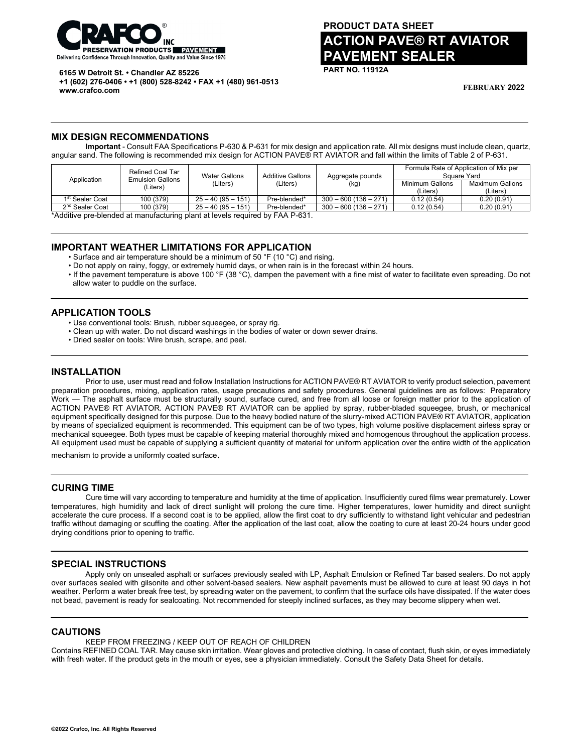**PRODUCT DATA SHEET**

# ACTION PAVE® RT AVIATOR PAVEMENT SEALER

**PART NO. 11912A**

**6165 W Detroit St. • Chandler AZ 85226**
**+1 (602) 276-0406 • +1 (800) 528-8242 • FAX +1 (480) 961-0513**
**www.crafco.com**

**FEBRUARY 2022**

## MIX DESIGN RECOMMENDATIONS

**Important** - Consult FAA Specifications P-630 & P-631 for mix design and application rate. All mix designs must include clean, quartz, angular sand. The following is recommended mix design for ACTION PAVE® RT AVIATOR and fall within the limits of Table 2 of P-631.

| Application | Refined Coal Tar Emulsion Gallons (Liters) | Water Gallons (Liters) | Additive Gallons (Liters) | Aggregate pounds (kg) | Formula Rate of Application of Mix per Square Yard | |
|---|---|---|---|---|---|---|
| | | | | | Minimum Gallons (Liters) | Maximum Gallons (Liters) |
| 1st Sealer Coat | 100 (379) | 25 – 40 (95 – 151) | Pre-blended* | 300 – 600 (136 – 271) | 0.12 (0.54) | 0.20 (0.91) |
| 2nd Sealer Coat | 100 (379) | 25 – 40 (95 – 151) | Pre-blended* | 300 – 600 (136 – 271) | 0.12 (0.54) | 0.20 (0.91) |

*Additive pre-blended at manufacturing plant at levels required by FAA P-631.

## IMPORTANT WEATHER LIMITATIONS FOR APPLICATION

- Surface and air temperature should be a minimum of 50 °F (10 °C) and rising.
- Do not apply on rainy, foggy, or extremely humid days, or when rain is in the forecast within 24 hours.
- If the pavement temperature is above 100 °F (38 °C), dampen the pavement with a fine mist of water to facilitate even spreading. Do not allow water to puddle on the surface.

## APPLICATION TOOLS

- Use conventional tools: Brush, rubber squeegee, or spray rig.
- Clean up with water. Do not discard washings in the bodies of water or down sewer drains.
- Dried sealer on tools: Wire brush, scrape, and peel.

## INSTALLATION

Prior to use, user must read and follow Installation Instructions for ACTION PAVE® RT AVIATOR to verify product selection, pavement preparation procedures, mixing, application rates, usage precautions and safety procedures. General guidelines are as follows: Preparatory Work — The asphalt surface must be structurally sound, surface cured, and free from all loose or foreign matter prior to the application of ACTION PAVE® RT AVIATOR. ACTION PAVE® RT AVIATOR can be applied by spray, rubber-bladed squeegee, brush, or mechanical equipment specifically designed for this purpose. Due to the heavy bodied nature of the slurry-mixed ACTION PAVE® RT AVIATOR, application by means of specialized equipment is recommended. This equipment can be of two types, high volume positive displacement airless spray or mechanical squeegee. Both types must be capable of keeping material thoroughly mixed and homogenous throughout the application process. All equipment used must be capable of supplying a sufficient quantity of material for uniform application over the entire width of the application mechanism to provide a uniformly coated surface.

## CURING TIME

Cure time will vary according to temperature and humidity at the time of application. Insufficiently cured films wear prematurely. Lower temperatures, high humidity and lack of direct sunlight will prolong the cure time. Higher temperatures, lower humidity and direct sunlight accelerate the cure process. If a second coat is to be applied, allow the first coat to dry sufficiently to withstand light vehicular and pedestrian traffic without damaging or scuffing the coating. After the application of the last coat, allow the coating to cure at least 20-24 hours under good drying conditions prior to opening to traffic.

## SPECIAL INSTRUCTIONS

Apply only on unsealed asphalt or surfaces previously sealed with LP, Asphalt Emulsion or Refined Tar based sealers. Do not apply over surfaces sealed with gilsonite and other solvent-based sealers. New asphalt pavements must be allowed to cure at least 90 days in hot weather. Perform a water break free test, by spreading water on the pavement, to confirm that the surface oils have dissipated. If the water does not bead, pavement is ready for sealcoating. Not recommended for steeply inclined surfaces, as they may become slippery when wet.

## CAUTIONS

KEEP FROM FREEZING / KEEP OUT OF REACH OF CHILDREN

Contains REFINED COAL TAR. May cause skin irritation. Wear gloves and protective clothing. In case of contact, flush skin, or eyes immediately with fresh water. If the product gets in the mouth or eyes, see a physician immediately. Consult the Safety Data Sheet for details.

**©2022 Crafco, Inc. All Rights Reserved**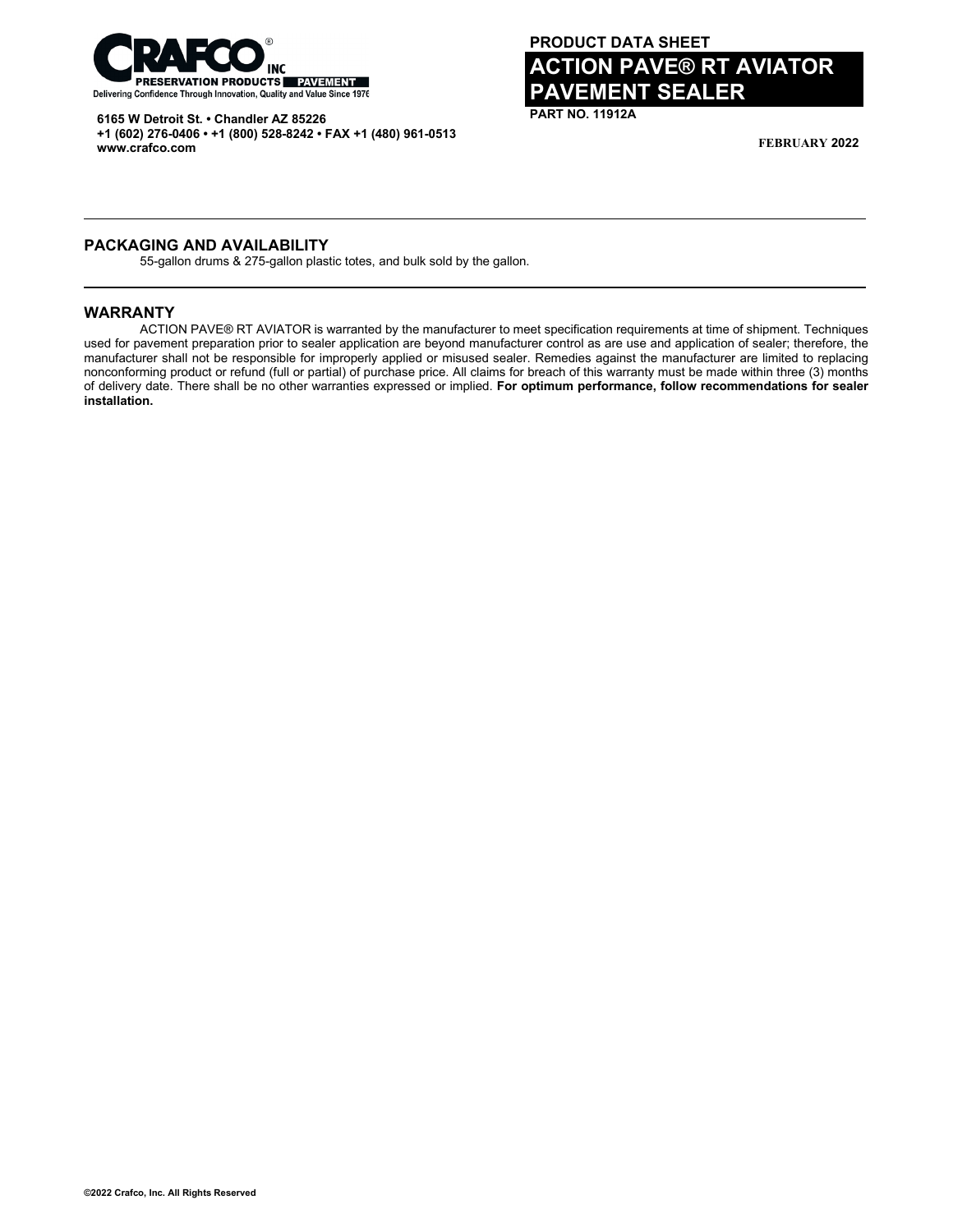PRODUCT DATA SHEET

# ACTION PAVE® RT AVIATOR PAVEMENT SEALER

PART NO. 11912A

6165 W Detroit St. • Chandler AZ 85226
+1 (602) 276-0406 • +1 (800) 528-8242 • FAX +1 (480) 961-0513
www.crafco.com

FEBRUARY 2022

## PACKAGING AND AVAILABILITY

55-gallon drums & 275-gallon plastic totes, and bulk sold by the gallon.

## WARRANTY

ACTION PAVE® RT AVIATOR is warranted by the manufacturer to meet specification requirements at time of shipment. Techniques used for pavement preparation prior to sealer application are beyond manufacturer control as are use and application of sealer; therefore, the manufacturer shall not be responsible for improperly applied or misused sealer. Remedies against the manufacturer are limited to replacing nonconforming product or refund (full or partial) of purchase price. All claims for breach of this warranty must be made within three (3) months of delivery date. There shall be no other warranties expressed or implied. **For optimum performance, follow recommendations for sealer installation.**

©2022 Crafco, Inc. All Rights Reserved